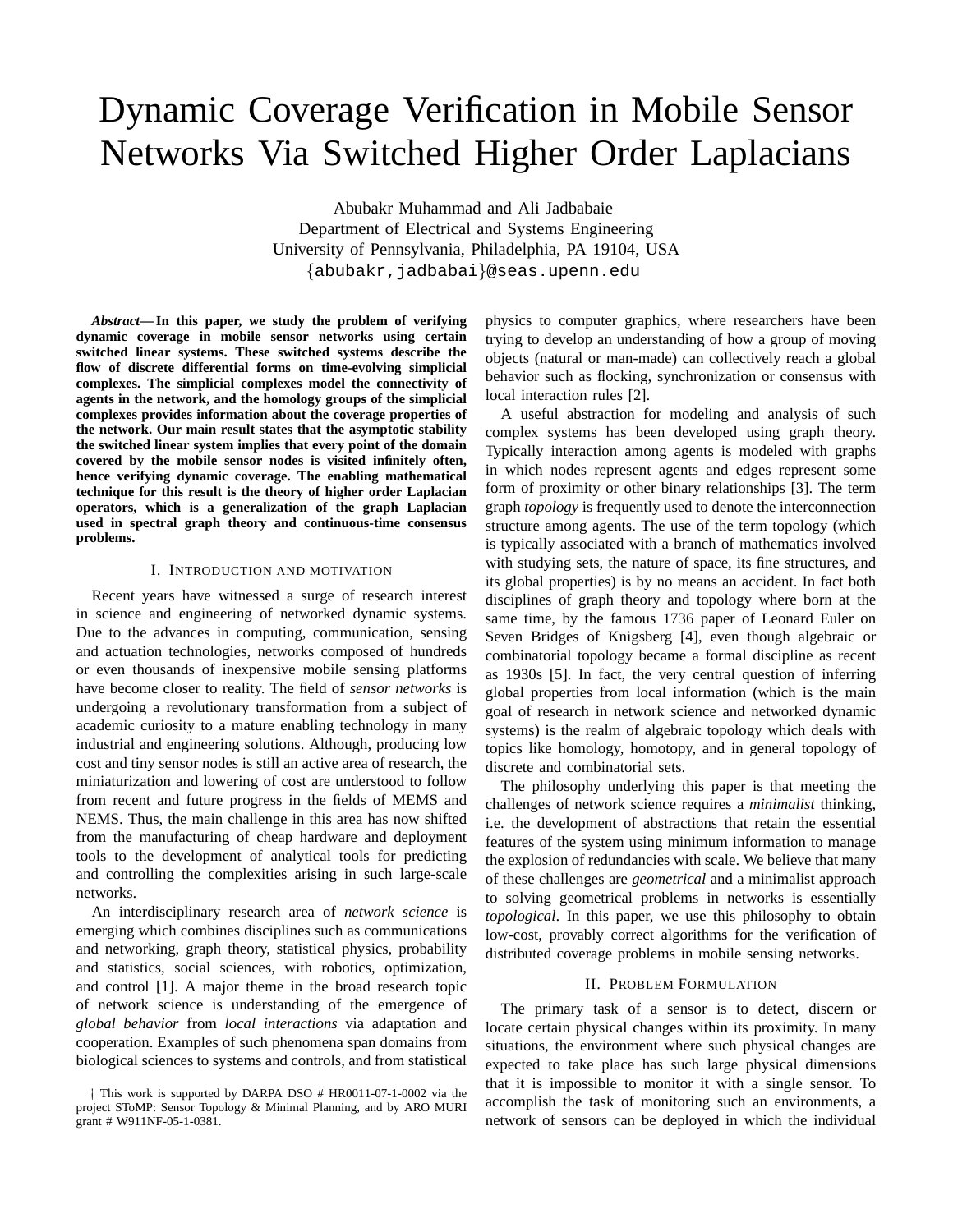# Dynamic Coverage Verification in Mobile Sensor Networks Via Switched Higher Order Laplacians

Abubakr Muhammad and Ali Jadbabaie
Department of Electrical and Systems Engineering
University of Pennsylvania, Philadelphia, PA 19104, USA
{abubakr,jadbabai}@seas.upenn.edu

***Abstract*—In this paper, we study the problem of verifying dynamic coverage in mobile sensor networks using certain switched linear systems. These switched systems describe the flow of discrete differential forms on time-evolving simplicial complexes. The simplicial complexes model the connectivity of agents in the network, and the homology groups of the simplicial complexes provides information about the coverage properties of the network. Our main result states that the asymptotic stability the switched linear system implies that every point of the domain covered by the mobile sensor nodes is visited infinitely often, hence verifying dynamic coverage. The enabling mathematical technique for this result is the theory of higher order Laplacian operators, which is a generalization of the graph Laplacian used in spectral graph theory and continuous-time consensus problems.**

## I. Introduction and motivation

Recent years have witnessed a surge of research interest in science and engineering of networked dynamic systems. Due to the advances in computing, communication, sensing and actuation technologies, networks composed of hundreds or even thousands of inexpensive mobile sensing platforms have become closer to reality. The field of *sensor networks* is undergoing a revolutionary transformation from a subject of academic curiosity to a mature enabling technology in many industrial and engineering solutions. Although, producing low cost and tiny sensor nodes is still an active area of research, the miniaturization and lowering of cost are understood to follow from recent and future progress in the fields of MEMS and NEMS. Thus, the main challenge in this area has now shifted from the manufacturing of cheap hardware and deployment tools to the development of analytical tools for predicting and controlling the complexities arising in such large-scale networks.

An interdisciplinary research area of *network science* is emerging which combines disciplines such as communications and networking, graph theory, statistical physics, probability and statistics, social sciences, with robotics, optimization, and control [1]. A major theme in the broad research topic of network science is understanding of the emergence of *global behavior* from *local interactions* via adaptation and cooperation. Examples of such phenomena span domains from biological sciences to systems and controls, and from statistical physics to computer graphics, where researchers have been trying to develop an understanding of how a group of moving objects (natural or man-made) can collectively reach a global behavior such as flocking, synchronization or consensus with local interaction rules [2].

A useful abstraction for modeling and analysis of such complex systems has been developed using graph theory. Typically interaction among agents is modeled with graphs in which nodes represent agents and edges represent some form of proximity or other binary relationships [3]. The term graph *topology* is frequently used to denote the interconnection structure among agents. The use of the term topology (which is typically associated with a branch of mathematics involved with studying sets, the nature of space, its fine structures, and its global properties) is by no means an accident. In fact both disciplines of graph theory and topology where born at the same time, by the famous 1736 paper of Leonard Euler on Seven Bridges of Knigsberg [4], even though algebraic or combinatorial topology became a formal discipline as recent as 1930s [5]. In fact, the very central question of inferring global properties from local information (which is the main goal of research in network science and networked dynamic systems) is the realm of algebraic topology which deals with topics like homology, homotopy, and in general topology of discrete and combinatorial sets.

The philosophy underlying this paper is that meeting the challenges of network science requires a *minimalist* thinking, i.e. the development of abstractions that retain the essential features of the system using minimum information to manage the explosion of redundancies with scale. We believe that many of these challenges are *geometrical* and a minimalist approach to solving geometrical problems in networks is essentially *topological*. In this paper, we use this philosophy to obtain low-cost, provably correct algorithms for the verification of distributed coverage problems in mobile sensing networks.

## II. Problem Formulation

The primary task of a sensor is to detect, discern or locate certain physical changes within its proximity. In many situations, the environment where such physical changes are expected to take place has such large physical dimensions that it is impossible to monitor it with a single sensor. To accomplish the task of monitoring such an environments, a network of sensors can be deployed in which the individual

† This work is supported by DARPA DSO # HR0011-07-1-0002 via the project SToMP: Sensor Topology & Minimal Planning, and by ARO MURI grant # W911NF-05-1-0381.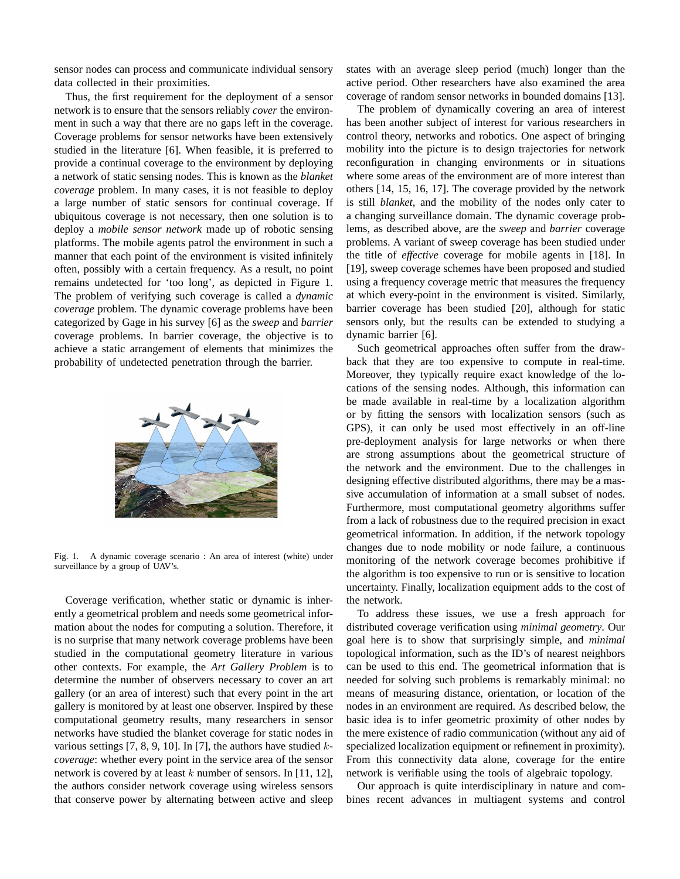sensor nodes can process and communicate individual sensory data collected in their proximities.

Thus, the first requirement for the deployment of a sensor network is to ensure that the sensors reliably *cover* the environment in such a way that there are no gaps left in the coverage. Coverage problems for sensor networks have been extensively studied in the literature [6]. When feasible, it is preferred to provide a continual coverage to the environment by deploying a network of static sensing nodes. This is known as the *blanket coverage* problem. In many cases, it is not feasible to deploy a large number of static sensors for continual coverage. If ubiquitous coverage is not necessary, then one solution is to deploy a *mobile sensor network* made up of robotic sensing platforms. The mobile agents patrol the environment in such a manner that each point of the environment is visited infinitely often, possibly with a certain frequency. As a result, no point remains undetected for 'too long', as depicted in Figure 1. The problem of verifying such coverage is called a *dynamic coverage* problem. The dynamic coverage problems have been categorized by Gage in his survey [6] as the *sweep* and *barrier* coverage problems. In barrier coverage, the objective is to achieve a static arrangement of elements that minimizes the probability of undetected penetration through the barrier.

Fig. 1. A dynamic coverage scenario : An area of interest (white) under surveillance by a group of UAV's.

Coverage verification, whether static or dynamic is inherently a geometrical problem and needs some geometrical information about the nodes for computing a solution. Therefore, it is no surprise that many network coverage problems have been studied in the computational geometry literature in various other contexts. For example, the *Art Gallery Problem* is to determine the number of observers necessary to cover an art gallery (or an area of interest) such that every point in the art gallery is monitored by at least one observer. Inspired by these computational geometry results, many researchers in sensor networks have studied the blanket coverage for static nodes in various settings [7, 8, 9, 10]. In [7], the authors have studied $k$-*coverage*: whether every point in the service area of the sensor network is covered by at least $k$ number of sensors. In [11, 12], the authors consider network coverage using wireless sensors that conserve power by alternating between active and sleep states with an average sleep period (much) longer than the active period. Other researchers have also examined the area coverage of random sensor networks in bounded domains [13].

The problem of dynamically covering an area of interest has been another subject of interest for various researchers in control theory, networks and robotics. One aspect of bringing mobility into the picture is to design trajectories for network reconfiguration in changing environments or in situations where some areas of the environment are of more interest than others [14, 15, 16, 17]. The coverage provided by the network is still *blanket*, and the mobility of the nodes only cater to a changing surveillance domain. The dynamic coverage problems, as described above, are the *sweep* and *barrier* coverage problems. A variant of sweep coverage has been studied under the title of *effective* coverage for mobile agents in [18]. In [19], sweep coverage schemes have been proposed and studied using a frequency coverage metric that measures the frequency at which every-point in the environment is visited. Similarly, barrier coverage has been studied [20], although for static sensors only, but the results can be extended to studying a dynamic barrier [6].

Such geometrical approaches often suffer from the drawback that they are too expensive to compute in real-time. Moreover, they typically require exact knowledge of the locations of the sensing nodes. Although, this information can be made available in real-time by a localization algorithm or by fitting the sensors with localization sensors (such as GPS), it can only be used most effectively in an off-line pre-deployment analysis for large networks or when there are strong assumptions about the geometrical structure of the network and the environment. Due to the challenges in designing effective distributed algorithms, there may be a massive accumulation of information at a small subset of nodes. Furthermore, most computational geometry algorithms suffer from a lack of robustness due to the required precision in exact geometrical information. In addition, if the network topology changes due to node mobility or node failure, a continuous monitoring of the network coverage becomes prohibitive if the algorithm is too expensive to run or is sensitive to location uncertainty. Finally, localization equipment adds to the cost of the network.

To address these issues, we use a fresh approach for distributed coverage verification using *minimal geometry*. Our goal here is to show that surprisingly simple, and *minimal* topological information, such as the ID's of nearest neighbors can be used to this end. The geometrical information that is needed for solving such problems is remarkably minimal: no means of measuring distance, orientation, or location of the nodes in an environment are required. As described below, the basic idea is to infer geometric proximity of other nodes by the mere existence of radio communication (without any aid of specialized localization equipment or refinement in proximity). From this connectivity data alone, coverage for the entire network is verifiable using the tools of algebraic topology.

Our approach is quite interdisciplinary in nature and combines recent advances in multiagent systems and control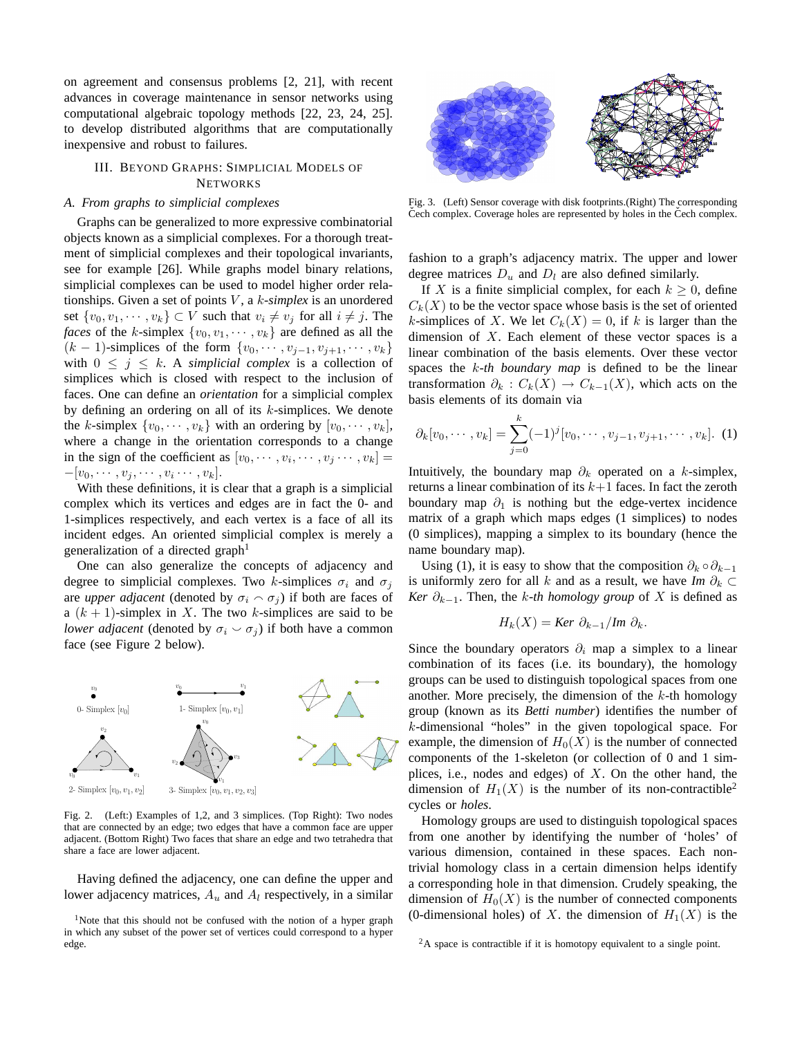on agreement and consensus problems [2, 21], with recent advances in coverage maintenance in sensor networks using computational algebraic topology methods [22, 23, 24, 25]. to develop distributed algorithms that are computationally inexpensive and robust to failures.

## III. Beyond Graphs: Simplicial Models of Networks

### *A. From graphs to simplicial complexes*

Graphs can be generalized to more expressive combinatorial objects known as a simplicial complexes. For a thorough treatment of simplicial complexes and their topological invariants, see for example [26]. While graphs model binary relations, simplicial complexes can be used to model higher order relationships. Given a set of points $V$, a $k$-*simplex* is an unordered set $\{v_0, v_1, \cdots, v_k\} \subset V$ such that $v_i \neq v_j$ for all $i \neq j$. The *faces* of the $k$-simplex $\{v_0, v_1, \cdots, v_k\}$ are defined as all the $(k-1)$-simplices of the form $\{v_0, \cdots, v_{j-1}, v_{j+1}, \cdots, v_k\}$ with $0 \leq j \leq k$. A *simplicial complex* is a collection of simplices which is closed with respect to the inclusion of faces. One can define an *orientation* for a simplicial complex by defining an ordering on all of its $k$-simplices. We denote the $k$-simplex $\{v_0, \cdots, v_k\}$ with an ordering by $[v_0, \cdots, v_k]$, where a change in the orientation corresponds to a change in the sign of the coefficient as $[v_0, \cdots, v_i, \cdots, v_j \cdots, v_k] = -[v_0, \cdots, v_j, \cdots, v_i \cdots, v_k]$.

With these definitions, it is clear that a graph is a simplicial complex which its vertices and edges are in fact the 0- and 1-simplices respectively, and each vertex is a face of all its incident edges. An oriented simplicial complex is merely a generalization of a directed graph[1]

One can also generalize the concepts of adjacency and degree to simplicial complexes. Two $k$-simplices $\sigma_i$ and $\sigma_j$ are *upper adjacent* (denoted by $\sigma_i \frown \sigma_j$) if both are faces of a $(k+1)$-simplex in $X$. The two $k$-simplices are said to be *lower adjacent* (denoted by $\sigma_i \smile \sigma_j$) if both have a common face (see Figure 2 below).

Fig. 2. (Left:) Examples of 1,2, and 3 simplices. (Top Right): Two nodes that are connected by an edge; two edges that have a common face are upper adjacent. (Bottom Right) Two faces that share an edge and two tetrahedra that share a face are lower adjacent.

Having defined the adjacency, one can define the upper and lower adjacency matrices, $A_u$ and $A_l$ respectively, in a similar fashion to a graph's adjacency matrix. The upper and lower degree matrices $D_u$ and $D_l$ are also defined similarly.

Fig. 3. (Left) Sensor coverage with disk footprints.(Right) The corresponding Čech complex. Coverage holes are represented by holes in the Čech complex.

If $X$ is a finite simplicial complex, for each $k \geq 0$, define $C_k(X)$ to be the vector space whose basis is the set of oriented $k$-simplices of $X$. We let $C_k(X) = 0$, if $k$ is larger than the dimension of $X$. Each element of these vector spaces is a linear combination of the basis elements. Over these vector spaces the $k$*-th boundary map* is defined to be the linear transformation $\partial_k : C_k(X) \rightarrow C_{k-1}(X)$, which acts on the basis elements of its domain via

$$\partial_k[v_0, \cdots, v_k] = \sum_{j=0}^{k} (-1)^j [v_0, \cdots, v_{j-1}, v_{j+1}, \cdots, v_k]. \quad (1)$$

Intuitively, the boundary map $\partial_k$ operated on a $k$-simplex, returns a linear combination of its $k+1$ faces. In fact the zeroth boundary map $\partial_1$ is nothing but the edge-vertex incidence matrix of a graph which maps edges (1 simplices) to nodes (0 simplices), mapping a simplex to its boundary (hence the name boundary map).

Using (1), it is easy to show that the composition $\partial_k \circ \partial_{k-1}$ is uniformly zero for all $k$ and as a result, we have *Im* $\partial_k \subset$ *Ker* $\partial_{k-1}$. Then, the $k$*-th homology group* of $X$ is defined as

$$H_k(X) = \textit{Ker } \partial_{k-1} / \textit{Im } \partial_k.$$

Since the boundary operators $\partial_i$ map a simplex to a linear combination of its faces (i.e. its boundary), the homology groups can be used to distinguish topological spaces from one another. More precisely, the dimension of the $k$-th homology group (known as its *Betti number*) identifies the number of $k$-dimensional "holes" in the given topological space. For example, the dimension of $H_0(X)$ is the number of connected components of the 1-skeleton (or collection of 0 and 1 simplices, i.e., nodes and edges) of $X$. On the other hand, the dimension of $H_1(X)$ is the number of its non-contractible[2] cycles or *holes*.

Homology groups are used to distinguish topological spaces from one another by identifying the number of 'holes' of various dimension, contained in these spaces. Each nontrivial homology class in a certain dimension helps identify a corresponding hole in that dimension. Crudely speaking, the dimension of $H_0(X)$ is the number of connected components (0-dimensional holes) of $X$. the dimension of $H_1(X)$ is the

[1] Note that this should not be confused with the notion of a hyper graph in which any subset of the power set of vertices could correspond to a hyper edge.

[2] A space is contractible if it is homotopy equivalent to a single point.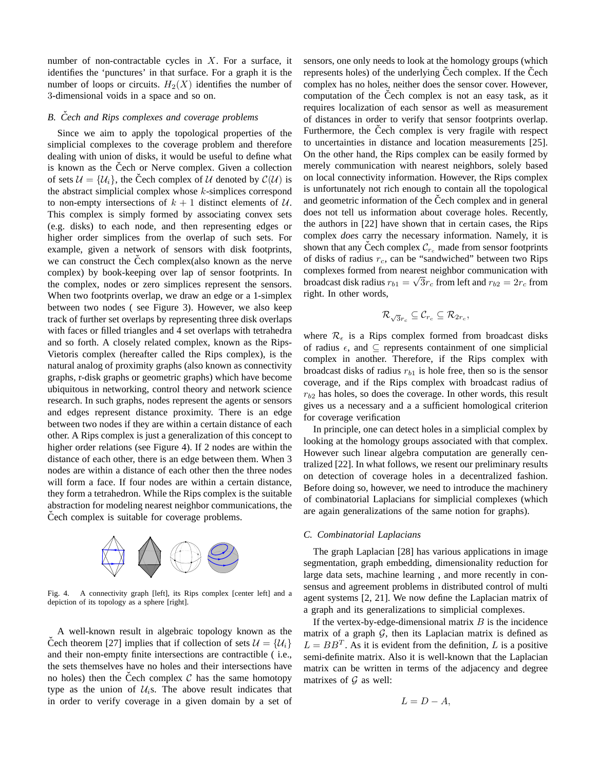number of non-contractable cycles in $X$. For a surface, it identifies the 'punctures' in that surface. For a graph it is the number of loops or circuits. $H_2(X)$ identifies the number of 3-dimensional voids in a space and so on.

### B. Čech and Rips complexes and coverage problems

Since we aim to apply the topological properties of the simplicial complexes to the coverage problem and therefore dealing with union of disks, it would be useful to define what is known as the Čech or Nerve complex. Given a collection of sets $\mathcal{U} = \{\mathcal{U}_i\}$, the Čech complex of $\mathcal{U}$ denoted by $\mathcal{C}(\mathcal{U})$ is the abstract simplicial complex whose $k$-simplices correspond to non-empty intersections of $k+1$ distinct elements of $\mathcal{U}$. This complex is simply formed by associating convex sets (e.g. disks) to each node, and then representing edges or higher order simplices from the overlap of such sets. For example, given a network of sensors with disk footprints, we can construct the Čech complex(also known as the nerve complex) by book-keeping over lap of sensor footprints. In the complex, nodes or zero simplices represent the sensors. When two footprints overlap, we draw an edge or a 1-simplex between two nodes ( see Figure 3). However, we also keep track of further set overlaps by representing three disk overlaps with faces or filled triangles and 4 set overlaps with tetrahedra and so forth. A closely related complex, known as the Rips-Vietoris complex (hereafter called the Rips complex), is the natural analog of proximity graphs (also known as connectivity graphs, r-disk graphs or geometric graphs) which have become ubiquitous in networking, control theory and network science research. In such graphs, nodes represent the agents or sensors and edges represent distance proximity. There is an edge between two nodes if they are within a certain distance of each other. A Rips complex is just a generalization of this concept to higher order relations (see Figure 4). If 2 nodes are within the distance of each other, there is an edge between them. When 3 nodes are within a distance of each other then the three nodes will form a face. If four nodes are within a certain distance, they form a tetrahedron. While the Rips complex is the suitable abstraction for modeling nearest neighbor communications, the Čech complex is suitable for coverage problems.

Fig. 4. A connectivity graph [left], its Rips complex [center left] and a depiction of its topology as a sphere [right].

A well-known result in algebraic topology known as the Čech theorem [27] implies that if collection of sets $\mathcal{U} = \{\mathcal{U}_i\}$ and their non-empty finite intersections are contractible ( i.e., the sets themselves have no holes and their intersections have no holes) then the Čech complex $\mathcal{C}$ has the same homotopy type as the union of $\mathcal{U}_i$s. The above result indicates that in order to verify coverage in a given domain by a set of sensors, one only needs to look at the homology groups (which represents holes) of the underlying Čech complex. If the Čech complex has no holes, neither does the sensor cover. However, computation of the Čech complex is not an easy task, as it requires localization of each sensor as well as measurement of distances in order to verify that sensor footprints overlap. Furthermore, the Čech complex is very fragile with respect to uncertainties in distance and location measurements [25]. On the other hand, the Rips complex can be easily formed by merely communication with nearest neighbors, solely based on local connectivity information. However, the Rips complex is unfortunately not rich enough to contain all the topological and geometric information of the Čech complex and in general does not tell us information about coverage holes. Recently, the authors in [22] have shown that in certain cases, the Rips complex *does* carry the necessary information. Namely, it is shown that any Čech complex $\mathcal{C}_{r_c}$ made from sensor footprints of disks of radius $r_c$, can be "sandwiched" between two Rips complexes formed from nearest neighbor communication with broadcast disk radius $r_{b1} = \sqrt{3}r_c$ from left and $r_{b2} = 2r_c$ from right. In other words,

$$\mathcal{R}_{\sqrt{3}r_c} \subseteq \mathcal{C}_{r_c} \subseteq \mathcal{R}_{2r_c},$$

where $\mathcal{R}_\epsilon$ is a Rips complex formed from broadcast disks of radius $\epsilon$, and $\subseteq$ represents containment of one simplicial complex in another. Therefore, if the Rips complex with broadcast disks of radius $r_{b1}$ is hole free, then so is the sensor coverage, and if the Rips complex with broadcast radius of $r_{b2}$ has holes, so does the coverage. In other words, this result gives us a necessary and a a sufficient homological criterion for coverage verification

In principle, one can detect holes in a simplicial complex by looking at the homology groups associated with that complex. However such linear algebra computation are generally centralized [22]. In what follows, we resent our preliminary results on detection of coverage holes in a decentralized fashion. Before doing so, however, we need to introduce the machinery of combinatorial Laplacians for simplicial complexes (which are again generalizations of the same notion for graphs).

### C. Combinatorial Laplacians

The graph Laplacian [28] has various applications in image segmentation, graph embedding, dimensionality reduction for large data sets, machine learning , and more recently in consensus and agreement problems in distributed control of multi agent systems [2, 21]. We now define the Laplacian matrix of a graph and its generalizations to simplicial complexes.

If the vertex-by-edge-dimensional matrix $B$ is the incidence matrix of a graph $\mathcal{G}$, then its Laplacian matrix is defined as $L = BB^T$. As it is evident from the definition, $L$ is a positive semi-definite matrix. Also it is well-known that the Laplacian matrix can be written in terms of the adjacency and degree matrixes of $\mathcal{G}$ as well:

$$L = D - A,$$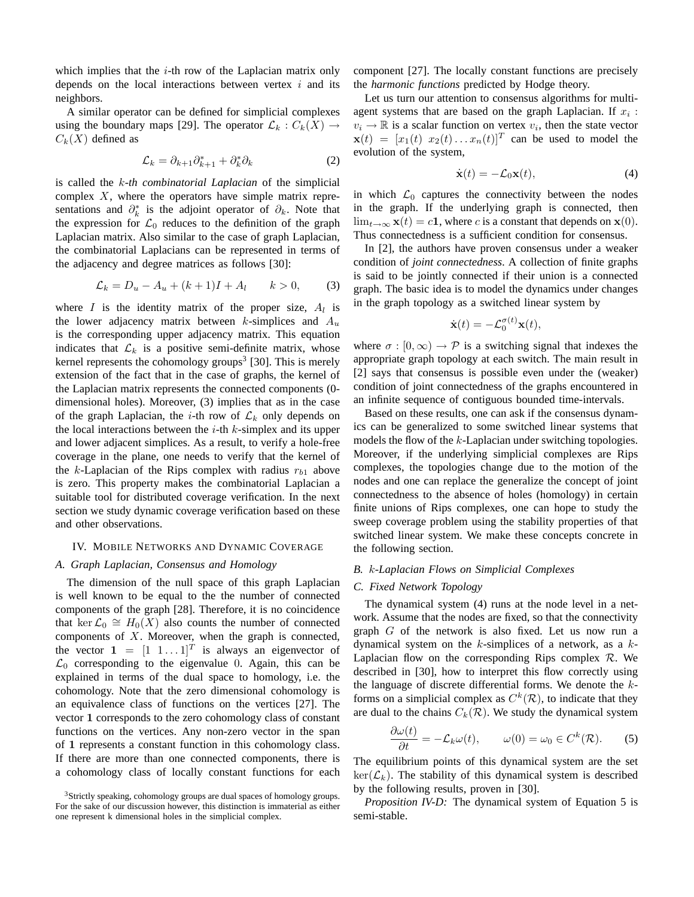which implies that the $i$-th row of the Laplacian matrix only depends on the local interactions between vertex $i$ and its neighbors.

A similar operator can be defined for simplicial complexes using the boundary maps [29]. The operator $\mathcal{L}_k : C_k(X) \to C_k(X)$ defined as

$$\mathcal{L}_k = \partial_{k+1}\partial^*_{k+1} + \partial^*_k\partial_k \tag{2}$$

is called the *k-th combinatorial Laplacian* of the simplicial complex $X$, where the operators have simple matrix representations and $\partial^*_k$ is the adjoint operator of $\partial_k$. Note that the expression for $\mathcal{L}_0$ reduces to the definition of the graph Laplacian matrix. Also similar to the case of graph Laplacian, the combinatorial Laplacians can be represented in terms of the adjacency and degree matrices as follows [30]:

$$\mathcal{L}_k = D_u - A_u + (k+1)I + A_l \qquad k > 0, \tag{3}$$

where $I$ is the identity matrix of the proper size, $A_l$ is the lower adjacency matrix between $k$-simplices and $A_u$ is the corresponding upper adjacency matrix. This equation indicates that $\mathcal{L}_k$ is a positive semi-definite matrix, whose kernel represents the cohomology groups[3] [30]. This is merely extension of the fact that in the case of graphs, the kernel of the Laplacian matrix represents the connected components (0-dimensional holes). Moreover, (3) implies that as in the case of the graph Laplacian, the $i$-th row of $\mathcal{L}_k$ only depends on the local interactions between the $i$-th $k$-simplex and its upper and lower adjacent simplices. As a result, to verify a hole-free coverage in the plane, one needs to verify that the kernel of the $k$-Laplacian of the Rips complex with radius $r_{b1}$ above is zero. This property makes the combinatorial Laplacian a suitable tool for distributed coverage verification. In the next section we study dynamic coverage verification based on these and other observations.

## IV. Mobile Networks and Dynamic Coverage

### A. Graph Laplacian, Consensus and Homology

The dimension of the null space of this graph Laplacian is well known to be equal to the the number of connected components of the graph [28]. Therefore, it is no coincidence that $\ker \mathcal{L}_0 \cong H_0(X)$ also counts the number of connected components of $X$. Moreover, when the graph is connected, the vector $\mathbf{1} = [1 \; 1 \ldots 1]^T$ is always an eigenvector of $\mathcal{L}_0$ corresponding to the eigenvalue 0. Again, this can be explained in terms of the dual space to homology, i.e. the cohomology. Note that the zero dimensional cohomology is an equivalence class of functions on the vertices [27]. The vector $\mathbf{1}$ corresponds to the zero cohomology class of constant functions on the vertices. Any non-zero vector in the span of $\mathbf{1}$ represents a constant function in this cohomology class. If there are more than one connected components, there is a cohomology class of locally constant functions for each component [27]. The locally constant functions are precisely the *harmonic functions* predicted by Hodge theory.

Let us turn our attention to consensus algorithms for multi-agent systems that are based on the graph Laplacian. If $x_i : v_i \to \mathbb{R}$ is a scalar function on vertex $v_i$, then the state vector $\mathbf{x}(t) = [x_1(t) \; x_2(t) \ldots x_n(t)]^T$ can be used to model the evolution of the system,

$$\dot{\mathbf{x}}(t) = -\mathcal{L}_0\mathbf{x}(t), \tag{4}$$

in which $\mathcal{L}_0$ captures the connectivity between the nodes in the graph. If the underlying graph is connected, then $\lim_{t\to\infty} \mathbf{x}(t) = c\mathbf{1}$, where $c$ is a constant that depends on $\mathbf{x}(0)$. Thus connectedness is a sufficient condition for consensus.

In [2], the authors have proven consensus under a weaker condition of *joint connectedness*. A collection of finite graphs is said to be jointly connected if their union is a connected graph. The basic idea is to model the dynamics under changes in the graph topology as a switched linear system by

$$\dot{\mathbf{x}}(t) = -\mathcal{L}_0^{\sigma(t)}\mathbf{x}(t),$$

where $\sigma : [0, \infty) \to \mathcal{P}$ is a switching signal that indexes the appropriate graph topology at each switch. The main result in [2] says that consensus is possible even under the (weaker) condition of joint connectedness of the graphs encountered in an infinite sequence of contiguous bounded time-intervals.

Based on these results, one can ask if the consensus dynamics can be generalized to some switched linear systems that models the flow of the $k$-Laplacian under switching topologies. Moreover, if the underlying simplicial complexes are Rips complexes, the topologies change due to the motion of the nodes and one can replace the generalize the concept of joint connectedness to the absence of holes (homology) in certain finite unions of Rips complexes, one can hope to study the sweep coverage problem using the stability properties of that switched linear system. We make these concepts concrete in the following section.

### B. $k$-Laplacian Flows on Simplicial Complexes

### C. Fixed Network Topology

The dynamical system (4) runs at the node level in a network. Assume that the nodes are fixed, so that the connectivity graph $G$ of the network is also fixed. Let us now run a dynamical system on the $k$-simplices of a network, as a $k$-Laplacian flow on the corresponding Rips complex $\mathcal{R}$. We described in [30], how to interpret this flow correctly using the language of discrete differential forms. We denote the $k$-forms on a simplicial complex as $C^k(\mathcal{R})$, to indicate that they are dual to the chains $C_k(\mathcal{R})$. We study the dynamical system

$$\frac{\partial \omega(t)}{\partial t} = -\mathcal{L}_k\omega(t), \qquad \omega(0) = \omega_0 \in C^k(\mathcal{R}). \tag{5}$$

The equilibrium points of this dynamical system are the set $\ker(\mathcal{L}_k)$. The stability of this dynamical system is described by the following results, proven in [30].

*Proposition IV-D:* The dynamical system of Equation 5 is semi-stable.

[3] Strictly speaking, cohomology groups are dual spaces of homology groups. For the sake of our discussion however, this distinction is immaterial as either one represent k dimensional holes in the simplicial complex.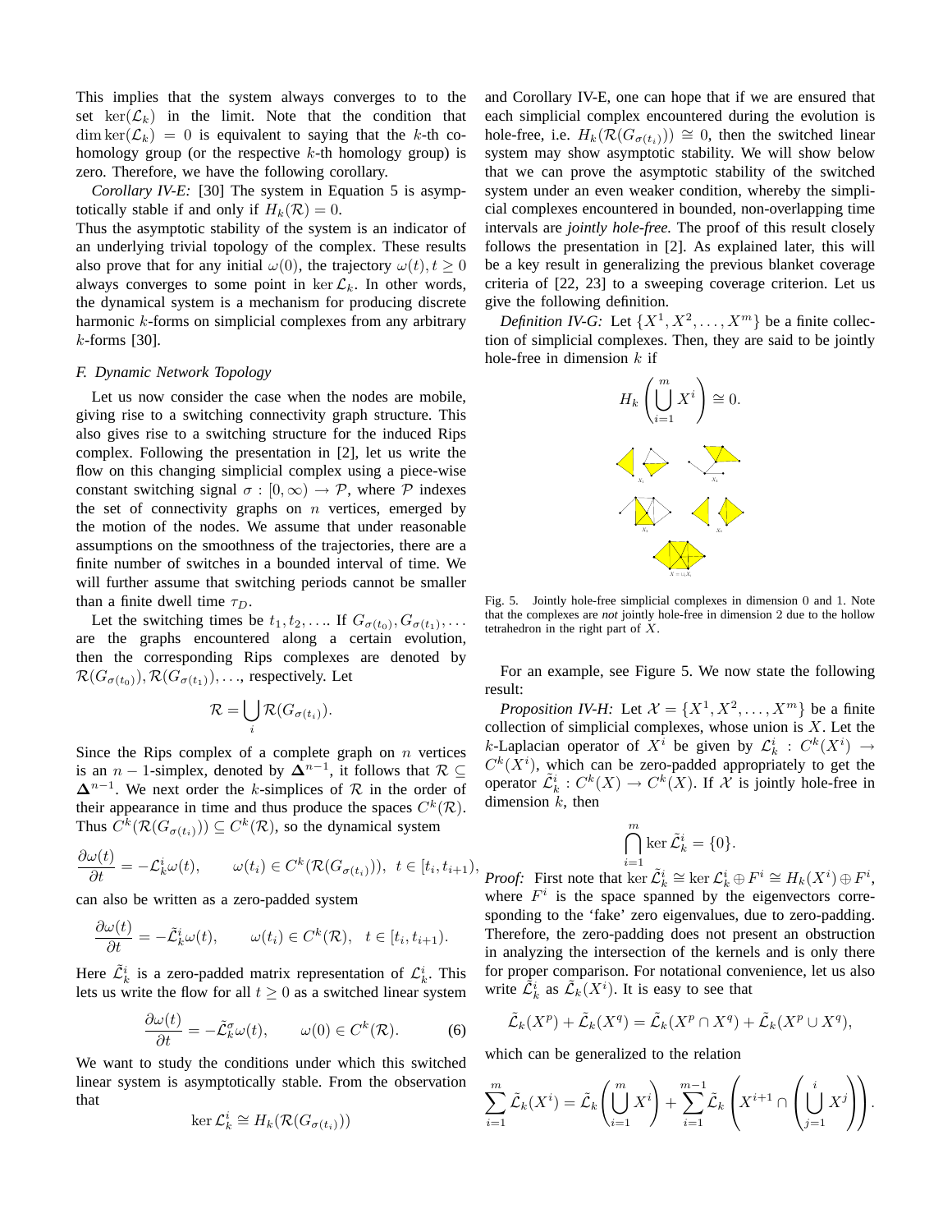This implies that the system always converges to to the set $\ker(\mathcal{L}_k)$ in the limit. Note that the condition that $\dim \ker(\mathcal{L}_k) = 0$ is equivalent to saying that the $k$-th co-homology group (or the respective $k$-th homology group) is zero. Therefore, we have the following corollary.

*Corollary IV-E:* [30] The system in Equation 5 is asymptotically stable if and only if $H_k(\mathcal{R}) = 0$.

Thus the asymptotic stability of the system is an indicator of an underlying trivial topology of the complex. These results also prove that for any initial $\omega(0)$, the trajectory $\omega(t), t \geq 0$ always converges to some point in $\ker \mathcal{L}_k$. In other words, the dynamical system is a mechanism for producing discrete harmonic $k$-forms on simplicial complexes from any arbitrary $k$-forms [30].

### F. Dynamic Network Topology

Let us now consider the case when the nodes are mobile, giving rise to a switching connectivity graph structure. This also gives rise to a switching structure for the induced Rips complex. Following the presentation in [2], let us write the flow on this changing simplicial complex using a piece-wise constant switching signal $\sigma : [0, \infty) \rightarrow \mathcal{P}$, where $\mathcal{P}$ indexes the set of connectivity graphs on $n$ vertices, emerged by the motion of the nodes. We assume that under reasonable assumptions on the smoothness of the trajectories, there are a finite number of switches in a bounded interval of time. We will further assume that switching periods cannot be smaller than a finite dwell time $\tau_D$.

Let the switching times be $t_1, t_2, \ldots$. If $G_{\sigma(t_0)}, G_{\sigma(t_1)}, \ldots$ are the graphs encountered along a certain evolution, then the corresponding Rips complexes are denoted by $\mathcal{R}(G_{\sigma(t_0)}), \mathcal{R}(G_{\sigma(t_1)}), \ldots$, respectively. Let

$$\mathcal{R} = \bigcup_i \mathcal{R}(G_{\sigma(t_i)}).$$

Since the Rips complex of a complete graph on $n$ vertices is an $n-1$-simplex, denoted by $\mathbf{\Delta}^{n-1}$, it follows that $\mathcal{R} \subseteq \mathbf{\Delta}^{n-1}$. We next order the $k$-simplices of $\mathcal{R}$ in the order of their appearance in time and thus produce the spaces $C^k(\mathcal{R})$. Thus $C^k(\mathcal{R}(G_{\sigma(t_i)})) \subseteq C^k(\mathcal{R})$, so the dynamical system

$$\frac{\partial \omega(t)}{\partial t} = -\mathcal{L}_k^i \omega(t), \qquad \omega(t_i) \in C^k(\mathcal{R}(G_{\sigma(t_i)})),\ \ t \in [t_i, t_{i+1}),$$

can also be written as a zero-padded system

$$\frac{\partial \omega(t)}{\partial t} = -\tilde{\mathcal{L}}_k^i \omega(t), \qquad \omega(t_i) \in C^k(\mathcal{R}),\ \ t \in [t_i, t_{i+1}).$$

Here $\tilde{\mathcal{L}}_k^i$ is a zero-padded matrix representation of $\mathcal{L}_k^i$. This lets us write the flow for all $t \geq 0$ as a switched linear system

$$\frac{\partial \omega(t)}{\partial t} = -\tilde{\mathcal{L}}_k^{\sigma} \omega(t), \qquad \omega(0) \in C^k(\mathcal{R}). \tag{6}$$

We want to study the conditions under which this switched linear system is asymptotically stable. From the observation that

$$\ker \mathcal{L}_k^i \cong H_k(\mathcal{R}(G_{\sigma(t_i)}))$$

and Corollary IV-E, one can hope that if we are ensured that each simplicial complex encountered during the evolution is hole-free, i.e. $H_k(\mathcal{R}(G_{\sigma(t_i)})) \cong 0$, then the switched linear system may show asymptotic stability. We will show below that we can prove the asymptotic stability of the switched system under an even weaker condition, whereby the simplicial complexes encountered in bounded, non-overlapping time intervals are *jointly hole-free*. The proof of this result closely follows the presentation in [2]. As explained later, this will be a key result in generalizing the previous blanket coverage criteria of [22, 23] to a sweeping coverage criterion. Let us give the following definition.

*Definition IV-G:* Let $\{X^1, X^2, \ldots, X^m\}$ be a finite collection of simplicial complexes. Then, they are said to be jointly hole-free in dimension $k$ if

$$H_k\left(\bigcup_{i=1}^{m} X^i\right) \cong 0.$$

Fig. 5. Jointly hole-free simplicial complexes in dimension 0 and 1. Note that the complexes are *not* jointly hole-free in dimension 2 due to the hollow tetrahedron in the right part of $X$.

For an example, see Figure 5. We now state the following result:

*Proposition IV-H:* Let $\mathcal{X} = \{X^1, X^2, \ldots, X^m\}$ be a finite collection of simplicial complexes, whose union is $X$. Let the $k$-Laplacian operator of $X^i$ be given by $\mathcal{L}_k^i : C^k(X^i) \rightarrow C^k(X^i)$, which can be zero-padded appropriately to get the operator $\tilde{\mathcal{L}}_k^i : C^k(X) \rightarrow C^k(X)$. If $\mathcal{X}$ is jointly hole-free in dimension $k$, then

$$\bigcap_{i=1}^{m} \ker \tilde{\mathcal{L}}_k^i = \{0\}.$$

*Proof:* First note that $\ker \tilde{\mathcal{L}}_k^i \cong \ker \mathcal{L}_k^i \oplus F^i \cong H_k(X^i) \oplus F^i$, where $F^i$ is the space spanned by the eigenvectors corresponding to the 'fake' zero eigenvalues, due to zero-padding. Therefore, the zero-padding does not present an obstruction in analyzing the intersection of the kernels and is only there for proper comparison. For notational convenience, let us also write $\tilde{\mathcal{L}}_k^i$ as $\tilde{\mathcal{L}}_k(X^i)$. It is easy to see that

$$\tilde{\mathcal{L}}_k(X^p) + \tilde{\mathcal{L}}_k(X^q) = \tilde{\mathcal{L}}_k(X^p \cap X^q) + \tilde{\mathcal{L}}_k(X^p \cup X^q),$$

which can be generalized to the relation

$$\sum_{i=1}^{m} \tilde{\mathcal{L}}_k(X^i) = \tilde{\mathcal{L}}_k\left(\bigcup_{i=1}^{m} X^i\right) + \sum_{i=1}^{m-1} \tilde{\mathcal{L}}_k\left(X^{i+1} \cap \left(\bigcup_{j=1}^{i} X^j\right)\right).$$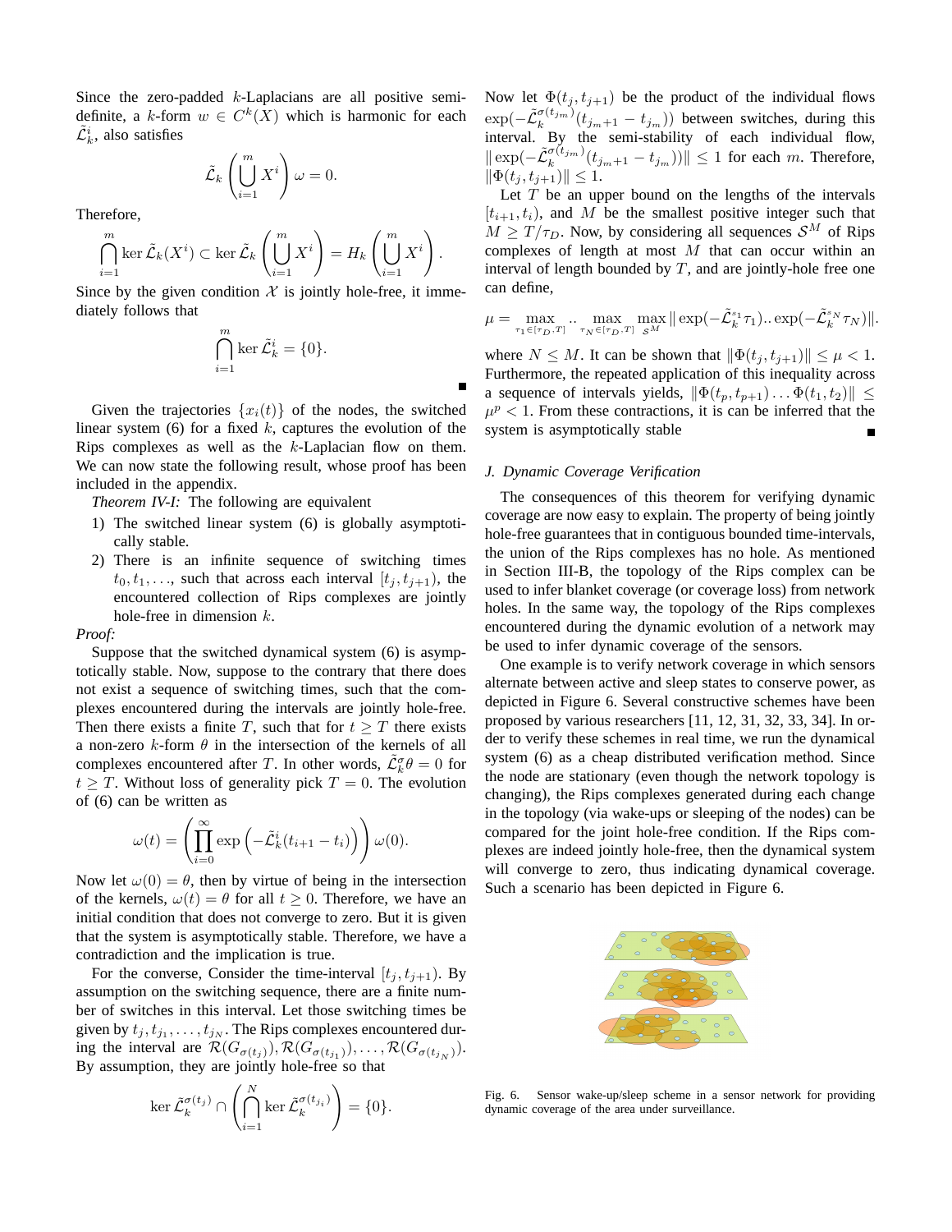Since the zero-padded $k$-Laplacians are all positive semi-definite, a $k$-form $w \in C^k(X)$ which is harmonic for each $\tilde{\mathcal{L}}_k^i$, also satisfies

$$\tilde{\mathcal{L}}_k \left( \bigcup_{i=1}^{m} X^i \right) \omega = 0.$$

Therefore,

$$\bigcap_{i=1}^{m} \ker \tilde{\mathcal{L}}_k(X^i) \subset \ker \tilde{\mathcal{L}}_k \left( \bigcup_{i=1}^{m} X^i \right) = H_k \left( \bigcup_{i=1}^{m} X^i \right).$$

Since by the given condition $\mathcal{X}$ is jointly hole-free, it immediately follows that

$$\bigcap_{i=1}^{m} \ker \tilde{\mathcal{L}}_k^i = \{0\}.$$

■

Given the trajectories $\{x_i(t)\}$ of the nodes, the switched linear system (6) for a fixed $k$, captures the evolution of the Rips complexes as well as the $k$-Laplacian flow on them. We can now state the following result, whose proof has been included in the appendix.

*Theorem IV-I:* The following are equivalent

1) The switched linear system (6) is globally asymptotically stable.
2) There is an infinite sequence of switching times $t_0, t_1, \ldots$, such that across each interval $[t_j, t_{j+1})$, the encountered collection of Rips complexes are jointly hole-free in dimension $k$.

*Proof:*

Suppose that the switched dynamical system (6) is asymptotically stable. Now, suppose to the contrary that there does not exist a sequence of switching times, such that the complexes encountered during the intervals are jointly hole-free. Then there exists a finite $T$, such that for $t \geq T$ there exists a non-zero $k$-form $\theta$ in the intersection of the kernels of all complexes encountered after $T$. In other words, $\tilde{\mathcal{L}}_k^{\sigma}\theta = 0$ for $t \geq T$. Without loss of generality pick $T = 0$. The evolution of (6) can be written as

$$\omega(t) = \left( \prod_{i=0}^{\infty} \exp\left( -\tilde{\mathcal{L}}_k^i (t_{i+1} - t_i) \right) \right) \omega(0).$$

Now let $\omega(0) = \theta$, then by virtue of being in the intersection of the kernels, $\omega(t) = \theta$ for all $t \geq 0$. Therefore, we have an initial condition that does not converge to zero. But it is given that the system is asymptotically stable. Therefore, we have a contradiction and the implication is true.

For the converse, Consider the time-interval $[t_j, t_{j+1})$. By assumption on the switching sequence, there are a finite number of switches in this interval. Let those switching times be given by $t_j, t_{j_1}, \ldots, t_{j_N}$. The Rips complexes encountered during the interval are $\mathcal{R}(G_{\sigma(t_j)}), \mathcal{R}(G_{\sigma(t_{j_1})}), \ldots, \mathcal{R}(G_{\sigma(t_{j_N})})$. By assumption, they are jointly hole-free so that

$$\ker \tilde{\mathcal{L}}_k^{\sigma(t_j)} \cap \left( \bigcap_{i=1}^{N} \ker \tilde{\mathcal{L}}_k^{\sigma(t_{j_i})} \right) = \{0\}.$$

Now let $\Phi(t_j, t_{j+1})$ be the product of the individual flows $\exp(-\tilde{\mathcal{L}}_k^{\sigma(t_{j_m})}(t_{j_m+1} - t_{j_m}))$ between switches, during this interval. By the semi-stability of each individual flow, $\| \exp(-\tilde{\mathcal{L}}_k^{\sigma(t_{j_m})}(t_{j_m+1} - t_{j_m}))\| \leq 1$ for each $m$. Therefore, $\|\Phi(t_j, t_{j+1})\| \leq 1$.

Let $T$ be an upper bound on the lengths of the intervals $[t_{i+1}, t_i)$, and $M$ be the smallest positive integer such that $M \geq T/\tau_D$. Now, by considering all sequences $\mathcal{S}^M$ of Rips complexes of length at most $M$ that can occur within an interval of length bounded by $T$, and are jointly-hole free one can define,

$$\mu = \max_{\tau_1 \in [\tau_D, T]} .. \max_{\tau_N \in [\tau_D, T]} \max_{\mathcal{S}^M} \| \exp(-\tilde{\mathcal{L}}_k^{s_1}\tau_1)..\exp(-\tilde{\mathcal{L}}_k^{s_N}\tau_N)\|.$$

where $N \leq M$. It can be shown that $\|\Phi(t_j, t_{j+1})\| \leq \mu < 1$. Furthermore, the repeated application of this inequality across a sequence of intervals yields, $\|\Phi(t_p, t_{p+1}) \ldots \Phi(t_1, t_2)\| \leq \mu^p < 1$. From these contractions, it is can be inferred that the system is asymptotically stable ■

### *J. Dynamic Coverage Verification*

The consequences of this theorem for verifying dynamic coverage are now easy to explain. The property of being jointly hole-free guarantees that in contiguous bounded time-intervals, the union of the Rips complexes has no hole. As mentioned in Section III-B, the topology of the Rips complex can be used to infer blanket coverage (or coverage loss) from network holes. In the same way, the topology of the Rips complexes encountered during the dynamic evolution of a network may be used to infer dynamic coverage of the sensors.

One example is to verify network coverage in which sensors alternate between active and sleep states to conserve power, as depicted in Figure 6. Several constructive schemes have been proposed by various researchers [11, 12, 31, 32, 33, 34]. In order to verify these schemes in real time, we run the dynamical system (6) as a cheap distributed verification method. Since the node are stationary (even though the network topology is changing), the Rips complexes generated during each change in the topology (via wake-ups or sleeping of the nodes) can be compared for the joint hole-free condition. If the Rips complexes are indeed jointly hole-free, then the dynamical system will converge to zero, thus indicating dynamical coverage. Such a scenario has been depicted in Figure 6.

Fig. 6. Sensor wake-up/sleep scheme in a sensor network for providing dynamic coverage of the area under surveillance.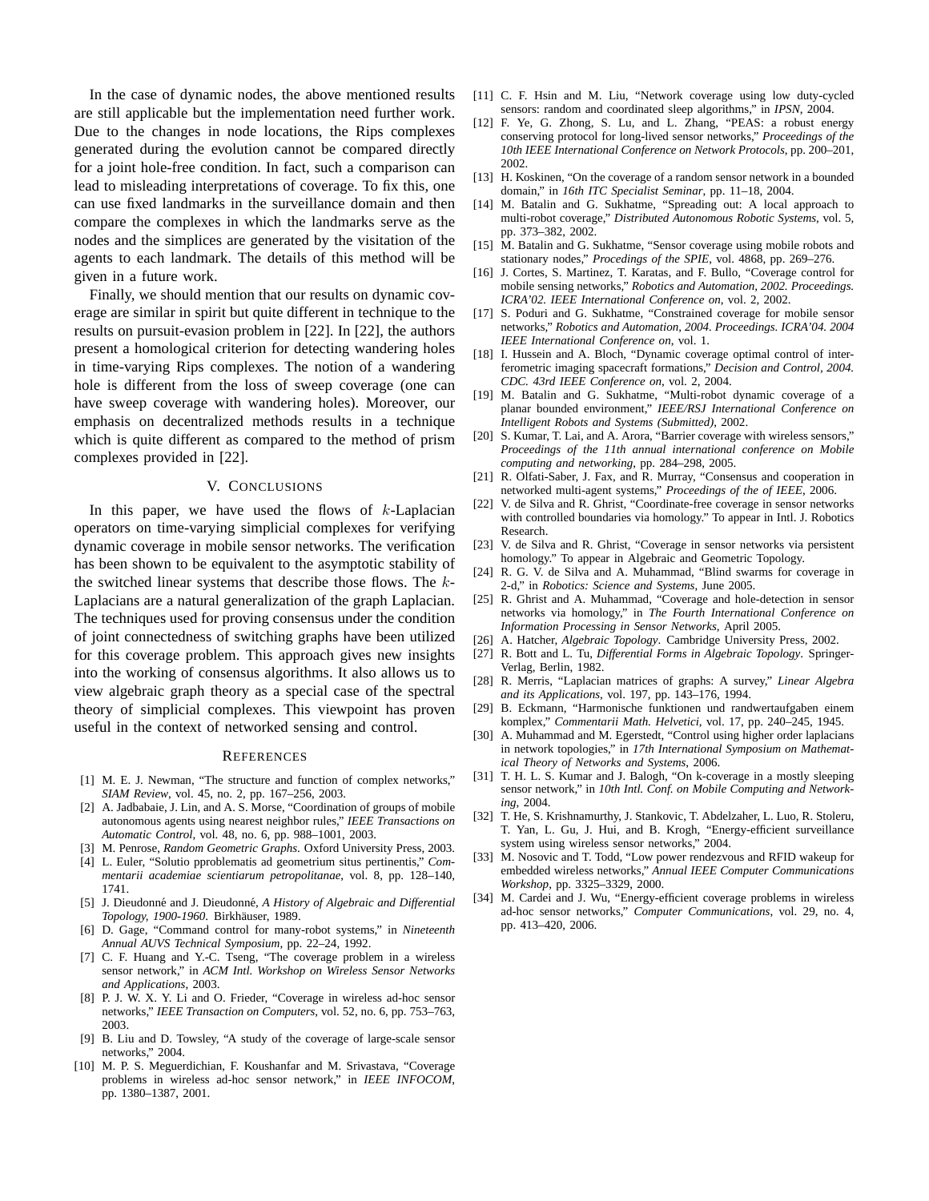In the case of dynamic nodes, the above mentioned results are still applicable but the implementation need further work. Due to the changes in node locations, the Rips complexes generated during the evolution cannot be compared directly for a joint hole-free condition. In fact, such a comparison can lead to misleading interpretations of coverage. To fix this, one can use fixed landmarks in the surveillance domain and then compare the complexes in which the landmarks serve as the nodes and the simplices are generated by the visitation of the agents to each landmark. The details of this method will be given in a future work.

Finally, we should mention that our results on dynamic coverage are similar in spirit but quite different in technique to the results on pursuit-evasion problem in [22]. In [22], the authors present a homological criterion for detecting wandering holes in time-varying Rips complexes. The notion of a wandering hole is different from the loss of sweep coverage (one can have sweep coverage with wandering holes). Moreover, our emphasis on decentralized methods results in a technique which is quite different as compared to the method of prism complexes provided in [22].

## V. Conclusions

In this paper, we have used the flows of $k$-Laplacian operators on time-varying simplicial complexes for verifying dynamic coverage in mobile sensor networks. The verification has been shown to be equivalent to the asymptotic stability of the switched linear systems that describe those flows. The $k$-Laplacians are a natural generalization of the graph Laplacian. The techniques used for proving consensus under the condition of joint connectedness of switching graphs have been utilized for this coverage problem. This approach gives new insights into the working of consensus algorithms. It also allows us to view algebraic graph theory as a special case of the spectral theory of simplicial complexes. This viewpoint has proven useful in the context of networked sensing and control.

## References

[1] M. E. J. Newman, "The structure and function of complex networks," *SIAM Review*, vol. 45, no. 2, pp. 167–256, 2003.

[2] A. Jadbabaie, J. Lin, and A. S. Morse, "Coordination of groups of mobile autonomous agents using nearest neighbor rules," *IEEE Transactions on Automatic Control*, vol. 48, no. 6, pp. 988–1001, 2003.

[3] M. Penrose, *Random Geometric Graphs*. Oxford University Press, 2003.

[4] L. Euler, "Solutio pproblematis ad geometrium situs pertinentis," *Commentarii academiae scientiarum petropolitanae*, vol. 8, pp. 128–140, 1741.

[5] J. Dieudonné and J. Dieudonné, *A History of Algebraic and Differential Topology, 1900-1960*. Birkhäuser, 1989.

[6] D. Gage, "Command control for many-robot systems," in *Nineteenth Annual AUVS Technical Symposium*, pp. 22–24, 1992.

[7] C. F. Huang and Y.-C. Tseng, "The coverage problem in a wireless sensor network," in *ACM Intl. Workshop on Wireless Sensor Networks and Applications*, 2003.

[8] P. J. W. X. Y. Li and O. Frieder, "Coverage in wireless ad-hoc sensor networks," *IEEE Transaction on Computers*, vol. 52, no. 6, pp. 753–763, 2003.

[9] B. Liu and D. Towsley, "A study of the coverage of large-scale sensor networks," 2004.

[10] M. P. S. Meguerdichian, F. Koushanfar and M. Srivastava, "Coverage problems in wireless ad-hoc sensor network," in *IEEE INFOCOM*, pp. 1380–1387, 2001.

[11] C. F. Hsin and M. Liu, "Network coverage using low duty-cycled sensors: random and coordinated sleep algorithms," in *IPSN*, 2004.

[12] F. Ye, G. Zhong, S. Lu, and L. Zhang, "PEAS: a robust energy conserving protocol for long-lived sensor networks," *Proceedings of the 10th IEEE International Conference on Network Protocols*, pp. 200–201, 2002.

[13] H. Koskinen, "On the coverage of a random sensor network in a bounded domain," in *16th ITC Specialist Seminar*, pp. 11–18, 2004.

[14] M. Batalin and G. Sukhatme, "Spreading out: A local approach to multi-robot coverage," *Distributed Autonomous Robotic Systems*, vol. 5, pp. 373–382, 2002.

[15] M. Batalin and G. Sukhatme, "Sensor coverage using mobile robots and stationary nodes," *Procedings of the SPIE*, vol. 4868, pp. 269–276.

[16] J. Cortes, S. Martinez, T. Karatas, and F. Bullo, "Coverage control for mobile sensing networks," *Robotics and Automation, 2002. Proceedings. ICRA'02. IEEE International Conference on*, vol. 2, 2002.

[17] S. Poduri and G. Sukhatme, "Constrained coverage for mobile sensor networks," *Robotics and Automation, 2004. Proceedings. ICRA'04. 2004 IEEE International Conference on*, vol. 1.

[18] I. Hussein and A. Bloch, "Dynamic coverage optimal control of interferometric imaging spacecraft formations," *Decision and Control, 2004. CDC. 43rd IEEE Conference on*, vol. 2, 2004.

[19] M. Batalin and G. Sukhatme, "Multi-robot dynamic coverage of a planar bounded environment," *IEEE/RSJ International Conference on Intelligent Robots and Systems (Submitted)*, 2002.

[20] S. Kumar, T. Lai, and A. Arora, "Barrier coverage with wireless sensors," *Proceedings of the 11th annual international conference on Mobile computing and networking*, pp. 284–298, 2005.

[21] R. Olfati-Saber, J. Fax, and R. Murray, "Consensus and cooperation in networked multi-agent systems," *Proceedings of the of IEEE*, 2006.

[22] V. de Silva and R. Ghrist, "Coordinate-free coverage in sensor networks with controlled boundaries via homology." To appear in Intl. J. Robotics Research.

[23] V. de Silva and R. Ghrist, "Coverage in sensor networks via persistent homology." To appear in Algebraic and Geometric Topology.

[24] R. G. V. de Silva and A. Muhammad, "Blind swarms for coverage in 2-d," in *Robotics: Science and Systems*, June 2005.

[25] R. Ghrist and A. Muhammad, "Coverage and hole-detection in sensor networks via homology," in *The Fourth International Conference on Information Processing in Sensor Networks*, April 2005.

[26] A. Hatcher, *Algebraic Topology*. Cambridge University Press, 2002.

[27] R. Bott and L. Tu, *Differential Forms in Algebraic Topology*. Springer-Verlag, Berlin, 1982.

[28] R. Merris, "Laplacian matrices of graphs: A survey," *Linear Algebra and its Applications*, vol. 197, pp. 143–176, 1994.

[29] B. Eckmann, "Harmonische funktionen und randwertaufgaben einem komplex," *Commentarii Math. Helvetici*, vol. 17, pp. 240–245, 1945.

[30] A. Muhammad and M. Egerstedt, "Control using higher order laplacians in network topologies," in *17th International Symposium on Mathematical Theory of Networks and Systems*, 2006.

[31] T. H. L. S. Kumar and J. Balogh, "On k-coverage in a mostly sleeping sensor network," in *10th Intl. Conf. on Mobile Computing and Networking*, 2004.

[32] T. He, S. Krishnamurthy, J. Stankovic, T. Abdelzaher, L. Luo, R. Stoleru, T. Yan, L. Gu, J. Hui, and B. Krogh, "Energy-efficient surveillance system using wireless sensor networks," 2004.

[33] M. Nosovic and T. Todd, "Low power rendezvous and RFID wakeup for embedded wireless networks," *Annual IEEE Computer Communications Workshop*, pp. 3325–3329, 2000.

[34] M. Cardei and J. Wu, "Energy-efficient coverage problems in wireless ad-hoc sensor networks," *Computer Communications*, vol. 29, no. 4, pp. 413–420, 2006.